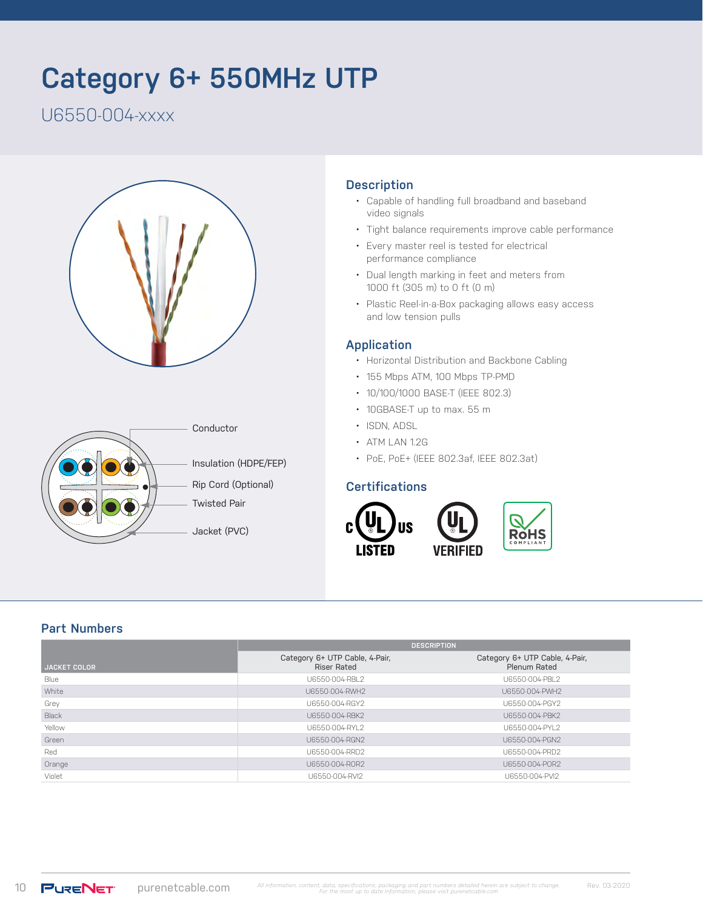# Category 6+ 550MHz UTP

U6550-004-xxxx

Conductor

Insulation (HDPE/FEP)

Rip Cord (Optional)

Twisted Pair

Jacket (PVC)

## Description

- Capable of handling full broadband and baseband video signals
- Tight balance requirements improve cable performance
- Every master reel is tested for electrical performance compliance
- Dual length marking in feet and meters from 1000 ft (305 m) to 0 ft (0 m)
- Plastic Reel-in-a-Box packaging allows easy access and low tension pulls

## Application

- Horizontal Distribution and Backbone Cabling
- 155 Mbps ATM, 100 Mbps TP-PMD
- 10/100/1000 BASE-T (IEEE 802.3)
- 10GBASE-T up to max. 55 m
- ISDN, ADSL
- ATM LAN 1.2G
- PoE, PoE+ (IEEE 802.3af, IEEE 802.3at)

## Certifications

c UL us LISTED

UL VERIFIED

RoHS COMPLIANT

## Part Numbers

| JACKET COLOR | DESCRIPTION | |
|---|---|---|
| | Category 6+ UTP Cable, 4-Pair, Riser Rated | Category 6+ UTP Cable, 4-Pair, Plenum Rated |
| Blue | U6550-004-RBL2 | U6550-004-PBL2 |
| White | U6550-004-RWH2 | U6550-004-PWH2 |
| Grey | U6550-004-RGY2 | U6550-004-PGY2 |
| Black | U6550-004-RBK2 | U6550-004-PBK2 |
| Yellow | U6550-004-RYL2 | U6550-004-PYL2 |
| Green | U6550-004-RGN2 | U6550-004-PGN2 |
| Red | U6550-004-RRD2 | U6550-004-PRD2 |
| Orange | U6550-004-ROR2 | U6550-004-POR2 |
| Violet | U6550-004-RVI2 | U6550-004-PVI2 |

PureNet purenetcable.com

*All information, content, data, specifications, packaging and part numbers detailed herein are subject to change. For the most up to date information, please visit purenetcable.com*

Rev. 03-2020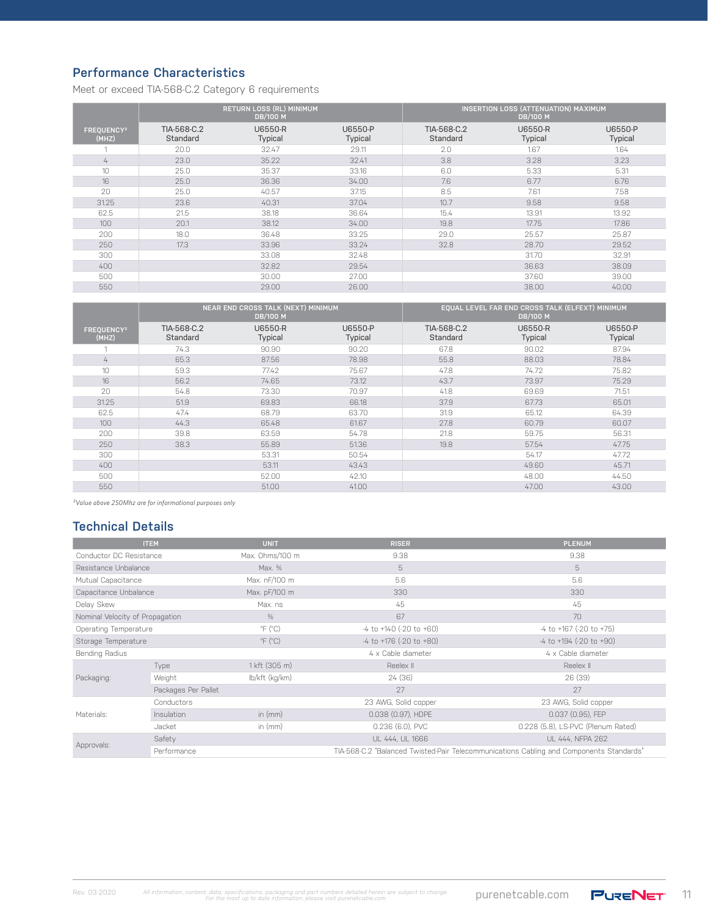## Performance Characteristics

Meet or exceed TIA-568-C.2 Category 6 requirements

| FREQUENCY[2] (MHZ) | RETURN LOSS (RL) MINIMUM DB/100 M | | | INSERTION LOSS (ATTENUATION) MAXIMUM DB/100 M | | |
|---|---|---|---|---|---|---|
| | TIA-568-C.2 Standard | U6550-R Typical | U6550-P Typical | TIA-568-C.2 Standard | U6550-R Typical | U6550-P Typical |
| 1 | 20.0 | 32.47 | 29.11 | 2.0 | 1.67 | 1.64 |
| 4 | 23.0 | 35.22 | 32.41 | 3.8 | 3.28 | 3.23 |
| 10 | 25.0 | 35.37 | 33.16 | 6.0 | 5.33 | 5.31 |
| 16 | 25.0 | 36.36 | 34.00 | 7.6 | 6.77 | 6.76 |
| 20 | 25.0 | 40.57 | 37.15 | 8.5 | 7.61 | 7.58 |
| 31.25 | 23.6 | 40.31 | 37.04 | 10.7 | 9.58 | 9.58 |
| 62.5 | 21.5 | 38.18 | 36.64 | 15.4 | 13.91 | 13.92 |
| 100 | 20.1 | 38.12 | 34.00 | 19.8 | 17.75 | 17.86 |
| 200 | 18.0 | 36.48 | 33.25 | 29.0 | 25.57 | 25.87 |
| 250 | 17.3 | 33.96 | 33.24 | 32.8 | 28.70 | 29.52 |
| 300 | | 33.08 | 32.48 | | 31.70 | 32.91 |
| 400 | | 32.82 | 29.54 | | 36.63 | 38.09 |
| 500 | | 30.00 | 27.00 | | 37.60 | 39.00 |
| 550 | | 29.00 | 26.00 | | 38.00 | 40.00 |

| FREQUENCY[2] (MHZ) | NEAR END CROSS TALK (NEXT) MINIMUM DB/100 M | | | EQUAL LEVEL FAR END CROSS TALK (ELFEXT) MINIMUM DB/100 M | | |
|---|---|---|---|---|---|---|
| | TIA-568-C.2 Standard | U6550-R Typical | U6550-P Typical | TIA-568-C.2 Standard | U6550-R Typical | U6550-P Typical |
| 1 | 74.3 | 90.90 | 90.20 | 67.8 | 90.02 | 87.94 |
| 4 | 65.3 | 87.56 | 78.98 | 55.8 | 88.03 | 78.84 |
| 10 | 59.3 | 77.42 | 75.67 | 47.8 | 74.72 | 75.82 |
| 16 | 56.2 | 74.65 | 73.12 | 43.7 | 73.97 | 75.29 |
| 20 | 54.8 | 73.30 | 70.97 | 41.8 | 69.69 | 71.51 |
| 31.25 | 51.9 | 69.83 | 66.18 | 37.9 | 67.73 | 65.01 |
| 62.5 | 47.4 | 68.79 | 63.70 | 31.9 | 65.12 | 64.39 |
| 100 | 44.3 | 65.48 | 61.67 | 27.8 | 60.79 | 60.07 |
| 200 | 39.8 | 63.59 | 54.78 | 21.8 | 59.75 | 56.31 |
| 250 | 38.3 | 55.89 | 51.36 | 19.8 | 57.54 | 47.75 |
| 300 | | 53.31 | 50.54 | | 54.17 | 47.72 |
| 400 | | 53.11 | 43.43 | | 49.60 | 45.71 |
| 500 | | 52.00 | 42.10 | | 48.00 | 44.50 |
| 550 | | 51.00 | 41.00 | | 47.00 | 43.00 |

*[2]Value above 250Mhz are for informational purposes only*

## Technical Details

| ITEM | | UNIT | RISER | PLENUM |
|---|---|---|---|---|
| Conductor DC Resistance | | Max. Ohms/100 m | 9.38 | 9.38 |
| Resistance Unbalance | | Max. % | 5 | 5 |
| Mutual Capacitance | | Max. nF/100 m | 5.6 | 5.6 |
| Capacitance Unbalance | | Max. pF/100 m | 330 | 330 |
| Delay Skew | | Max. ns | 45 | 45 |
| Nominal Velocity of Propagation | | % | 67 | 70 |
| Operating Temperature | | °F (°C) | -4 to +140 (-20 to +60) | -4 to +167 (-20 to +75) |
| Storage Temperature | | °F (°C) | -4 to +176 (-20 to +80) | -4 to +194 (-20 to +90) |
| Bending Radius | | | 4 x Cable diameter | 4 x Cable diameter |
| Packaging: | Type | 1 kft (305 m) | Reelex II | Reelex II |
| | Weight | lb/kft (kg/km) | 24 (36) | 26 (39) |
| | Packages Per Pallet | | 27 | 27 |
| Materials: | Conductors | | 23 AWG, Solid copper | 23 AWG, Solid copper |
| | Insulation | in (mm) | 0.038 (0.97), HDPE | 0.037 (0.95), FEP |
| | Jacket | in (mm) | 0.236 (6.0), PVC | 0.228 (5.8), LS-PVC (Plenum Rated) |
| Approvals: | Safety | | UL 444, UL 1666 | UL 444, NFPA 262 |
| | Performance | | TIA-568-C.2 "Balanced Twisted-Pair Telecommunications Cabling and Components Standards" | |

Rev. 03-2020 *All information, content, data, specifications, packaging and part numbers detailed herein are subject to change. For the most up to date information, please visit purenetcable.com*

purenetcable.com